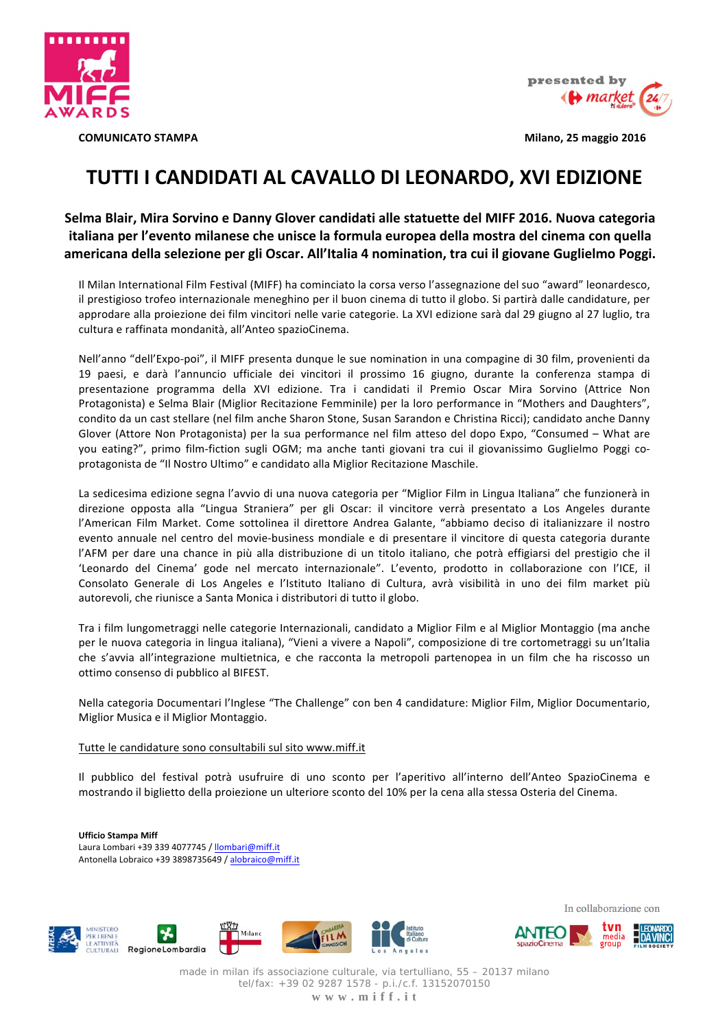MIFF AWARDS

presented by market ti adoro 24/7

**COMUNICATO STAMPA** **Milano, 25 maggio 2016**

# TUTTI I CANDIDATI AL CAVALLO DI LEONARDO, XVI EDIZIONE

**Selma Blair, Mira Sorvino e Danny Glover candidati alle statuette del MIFF 2016. Nuova categoria italiana per l'evento milanese che unisce la formula europea della mostra del cinema con quella americana della selezione per gli Oscar. All'Italia 4 nomination, tra cui il giovane Guglielmo Poggi.**

Il Milan International Film Festival (MIFF) ha cominciato la corsa verso l'assegnazione del suo "award" leonardesco, il prestigioso trofeo internazionale meneghino per il buon cinema di tutto il globo. Si partirà dalle candidature, per approdare alla proiezione dei film vincitori nelle varie categorie. La XVI edizione sarà dal 29 giugno al 27 luglio, tra cultura e raffinata mondanità, all'Anteo spazioCinema.

Nell'anno "dell'Expo-poi", il MIFF presenta dunque le sue nomination in una compagine di 30 film, provenienti da 19 paesi, e darà l'annuncio ufficiale dei vincitori il prossimo 16 giugno, durante la conferenza stampa di presentazione programma della XVI edizione. Tra i candidati il Premio Oscar Mira Sorvino (Attrice Non Protagonista) e Selma Blair (Miglior Recitazione Femminile) per la loro performance in "Mothers and Daughters", condito da un cast stellare (nel film anche Sharon Stone, Susan Sarandon e Christina Ricci); candidato anche Danny Glover (Attore Non Protagonista) per la sua performance nel film atteso del dopo Expo, "Consumed – What are you eating?", primo film-fiction sugli OGM; ma anche tanti giovani tra cui il giovanissimo Guglielmo Poggi co-protagonista de "Il Nostro Ultimo" e candidato alla Miglior Recitazione Maschile.

La sedicesima edizione segna l'avvio di una nuova categoria per "Miglior Film in Lingua Italiana" che funzionerà in direzione opposta alla "Lingua Straniera" per gli Oscar: il vincitore verrà presentato a Los Angeles durante l'American Film Market. Come sottolinea il direttore Andrea Galante, "abbiamo deciso di italianizzare il nostro evento annuale nel centro del movie-business mondiale e di presentare il vincitore di questa categoria durante l'AFM per dare una chance in più alla distribuzione di un titolo italiano, che potrà effigiarsi del prestigio che il 'Leonardo del Cinema' gode nel mercato internazionale". L'evento, prodotto in collaborazione con l'ICE, il Consolato Generale di Los Angeles e l'Istituto Italiano di Cultura, avrà visibilità in uno dei film market più autorevoli, che riunisce a Santa Monica i distributori di tutto il globo.

Tra i film lungometraggi nelle categorie Internazionali, candidato a Miglior Film e al Miglior Montaggio (ma anche per le nuova categoria in lingua italiana), "Vieni a vivere a Napoli", composizione di tre cortometraggi su un'Italia che s'avvia all'integrazione multietnica, e che racconta la metropoli partenopea in un film che ha riscosso un ottimo consenso di pubblico al BIFEST.

Nella categoria Documentari l'Inglese "The Challenge" con ben 4 candidature: Miglior Film, Miglior Documentario, Miglior Musica e il Miglior Montaggio.

Tutte le candidature sono consultabili sul sito www.miff.it

Il pubblico del festival potrà usufruire di uno sconto per l'aperitivo all'interno dell'Anteo SpazioCinema e mostrando il biglietto della proiezione un ulteriore sconto del 10% per la cena alla stessa Osteria del Cinema.

**Ufficio Stampa Miff**
Laura Lombari +39 339 4077745 / llombari@miff.it
Antonella Lobraico +39 3898735649 / alobraico@miff.it

In collaborazione con

made in milan ifs associazione culturale, via tertulliano, 55 – 20137 milano
tel/fax: +39 02 9287 1578 - p.i./c.f. 13152070150
www.miff.it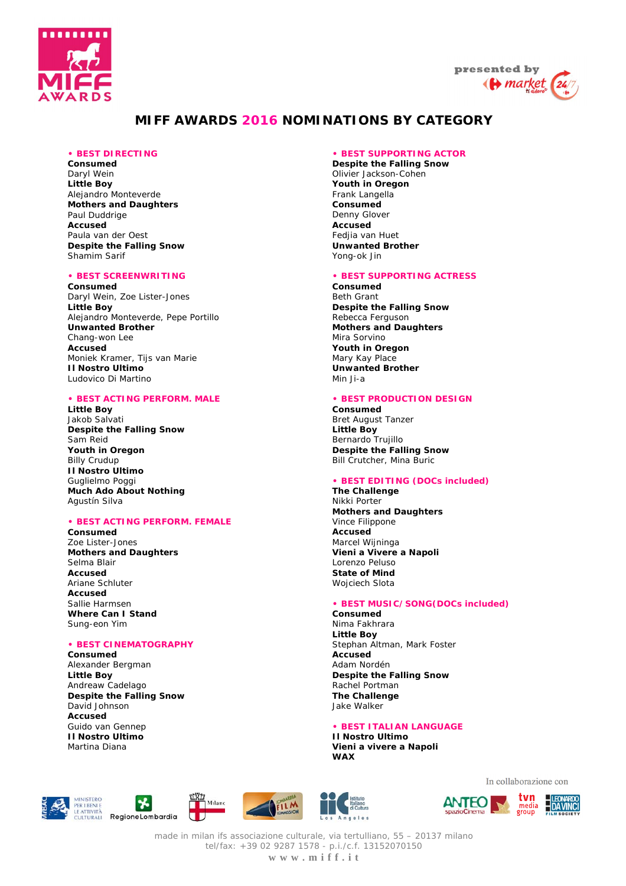# MIFF AWARDS 2016 NOMINATIONS BY CATEGORY

## • BEST DIRECTING

**Consumed**
Daryl Wein
**Little Boy**
Alejandro Monteverde
**Mothers and Daughters**
Paul Duddrige
**Accused**
Paula van der Oest
**Despite the Falling Snow**
Shamim Sarif

## • BEST SCREENWRITING

**Consumed**
Daryl Wein, Zoe Lister-Jones
**Little Boy**
Alejandro Monteverde, Pepe Portillo
**Unwanted Brother**
Chang-won Lee
**Accused**
Moniek Kramer, Tijs van Marie
**Il Nostro Ultimo**
Ludovico Di Martino

## • BEST ACTING PERFORM. MALE

**Little Boy**
Jakob Salvati
**Despite the Falling Snow**
Sam Reid
**Youth in Oregon**
Billy Crudup
**Il Nostro Ultimo**
Guglielmo Poggi
**Much Ado About Nothing**
Agustín Silva

## • BEST ACTING PERFORM. FEMALE

**Consumed**
Zoe Lister-Jones
**Mothers and Daughters**
Selma Blair
**Accused**
Ariane Schluter
**Accused**
Sallie Harmsen
**Where Can I Stand**
Sung-eon Yim

## • BEST CINEMATOGRAPHY

**Consumed**
Alexander Bergman
**Little Boy**
Andreaw Cadelago
**Despite the Falling Snow**
David Johnson
**Accused**
Guido van Gennep
**Il Nostro Ultimo**
Martina Diana

## • BEST SUPPORTING ACTOR

**Despite the Falling Snow**
Olivier Jackson-Cohen
**Youth in Oregon**
Frank Langella
**Consumed**
Denny Glover
**Accused**
Fedjia van Huet
**Unwanted Brother**
Yong-ok Jin

## • BEST SUPPORTING ACTRESS

**Consumed**
Beth Grant
**Despite the Falling Snow**
Rebecca Ferguson
**Mothers and Daughters**
Mira Sorvino
**Youth in Oregon**
Mary Kay Place
**Unwanted Brother**
Min Ji-a

## • BEST PRODUCTION DESIGN

**Consumed**
Bret August Tanzer
**Little Boy**
Bernardo Trujillo
**Despite the Falling Snow**
Bill Crutcher, Mina Buric

## • BEST EDITING (DOCs included)

**The Challenge**
Nikki Porter
**Mothers and Daughters**
Vince Filippone
**Accused**
Marcel Wijninga
**Vieni a Vivere a Napoli**
Lorenzo Peluso
**State of Mind**
Wojciech Slota

## • BEST MUSIC/SONG(DOCs included)

**Consumed**
Nima Fakhrara
**Little Boy**
Stephan Altman, Mark Foster
**Accused**
Adam Nordén
**Despite the Falling Snow**
Rachel Portman
**The Challenge**
Jake Walker

## • BEST ITALIAN LANGUAGE

**Il Nostro Ultimo**
**Vieni a vivere a Napoli**
**WAX**

In collaborazione con

made in milan ifs associazione culturale, via tertulliano, 55 – 20137 milano
tel/fax: +39 02 9287 1578 - p.i./c.f. 13152070150
www.miff.it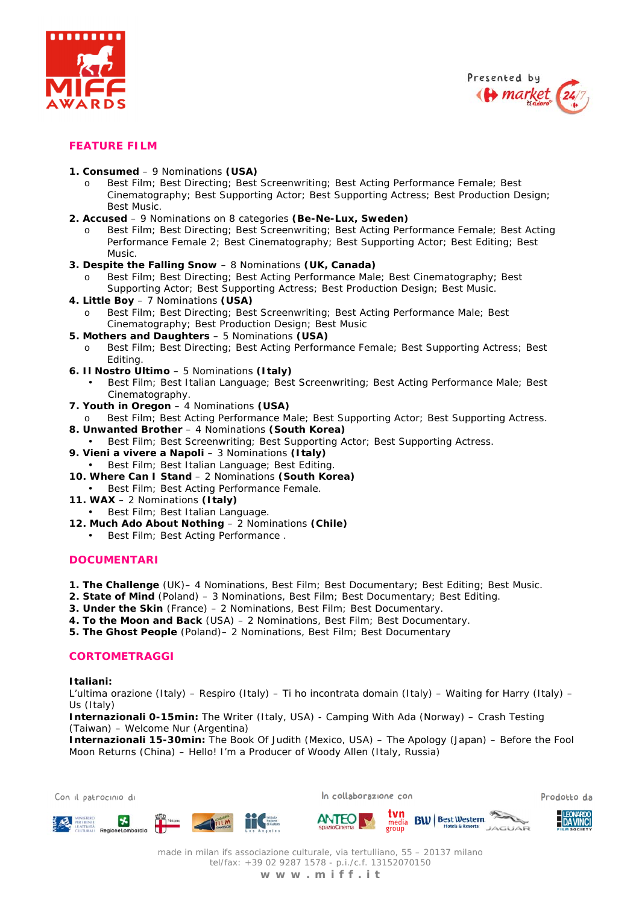## FEATURE FILM

1. **Consumed** – 9 Nominations **(USA)**
   - Best Film; Best Directing; Best Screenwriting; Best Acting Performance Female; Best Cinematography; Best Supporting Actor; Best Supporting Actress; Best Production Design; Best Music.
2. **Accused** – 9 Nominations on 8 categories **(Be-Ne-Lux, Sweden)**
   - Best Film; Best Directing; Best Screenwriting; Best Acting Performance Female; Best Acting Performance Female 2; Best Cinematography; Best Supporting Actor; Best Editing; Best Music.
3. **Despite the Falling Snow** – 8 Nominations **(UK, Canada)**
   - Best Film; Best Directing; Best Acting Performance Male; Best Cinematography; Best Supporting Actor; Best Supporting Actress; Best Production Design; Best Music.
4. **Little Boy** – 7 Nominations **(USA)**
   - Best Film; Best Directing; Best Screenwriting; Best Acting Performance Male; Best Cinematography; Best Production Design; Best Music
5. **Mothers and Daughters** – 5 Nominations **(USA)**
   - Best Film; Best Directing; Best Acting Performance Female; Best Supporting Actress; Best Editing.
6. **Il Nostro Ultimo** – 5 Nominations **(Italy)**
   - Best Film; Best Italian Language; Best Screenwriting; Best Acting Performance Male; Best Cinematography.
7. **Youth in Oregon** – 4 Nominations **(USA)**
   - Best Film; Best Acting Performance Male; Best Supporting Actor; Best Supporting Actress.
8. **Unwanted Brother** – 4 Nominations **(South Korea)**
   - Best Film; Best Screenwriting; Best Supporting Actor; Best Supporting Actress.
9. **Vieni a vivere a Napoli** – 3 Nominations **(Italy)**
   - Best Film; Best Italian Language; Best Editing.
10. **Where Can I Stand** – 2 Nominations **(South Korea)**
    - Best Film; Best Acting Performance Female.
11. **WAX** – 2 Nominations **(Italy)**
    - Best Film; Best Italian Language.
12. **Much Ado About Nothing** – 2 Nominations **(Chile)**
    - Best Film; Best Acting Performance .

## DOCUMENTARI

1. **The Challenge** (UK)– 4 Nominations, Best Film; Best Documentary; Best Editing; Best Music.
2. **State of Mind** (Poland) – 3 Nominations, Best Film; Best Documentary; Best Editing.
3. **Under the Skin** (France) – 2 Nominations, Best Film; Best Documentary.
4. **To the Moon and Back** (USA) – 2 Nominations, Best Film; Best Documentary.
5. **The Ghost People** (Poland)– 2 Nominations, Best Film; Best Documentary

## CORTOMETRAGGI

**Italiani:**
L'ultima orazione (Italy) – Respiro (Italy) – Ti ho incontrata domain (Italy) – Waiting for Harry (Italy) – Us (Italy)
**Internazionali 0-15min:** The Writer (Italy, USA) - Camping With Ada (Norway) – Crash Testing (Taiwan) – Welcome Nur (Argentina)
**Internazionali 15-30min:** The Book Of Judith (Mexico, USA) – The Apology (Japan) – Before the Fool Moon Returns (China) – Hello! I'm a Producer of Woody Allen (Italy, Russia)

Con il patrocinio di — In collaborazione con — Prodotto da

made in milan ifs associazione culturale, via tertulliano, 55 – 20137 milano
tel/fax: +39 02 9287 1578 - p.i./c.f. 13152070150
www.miff.it